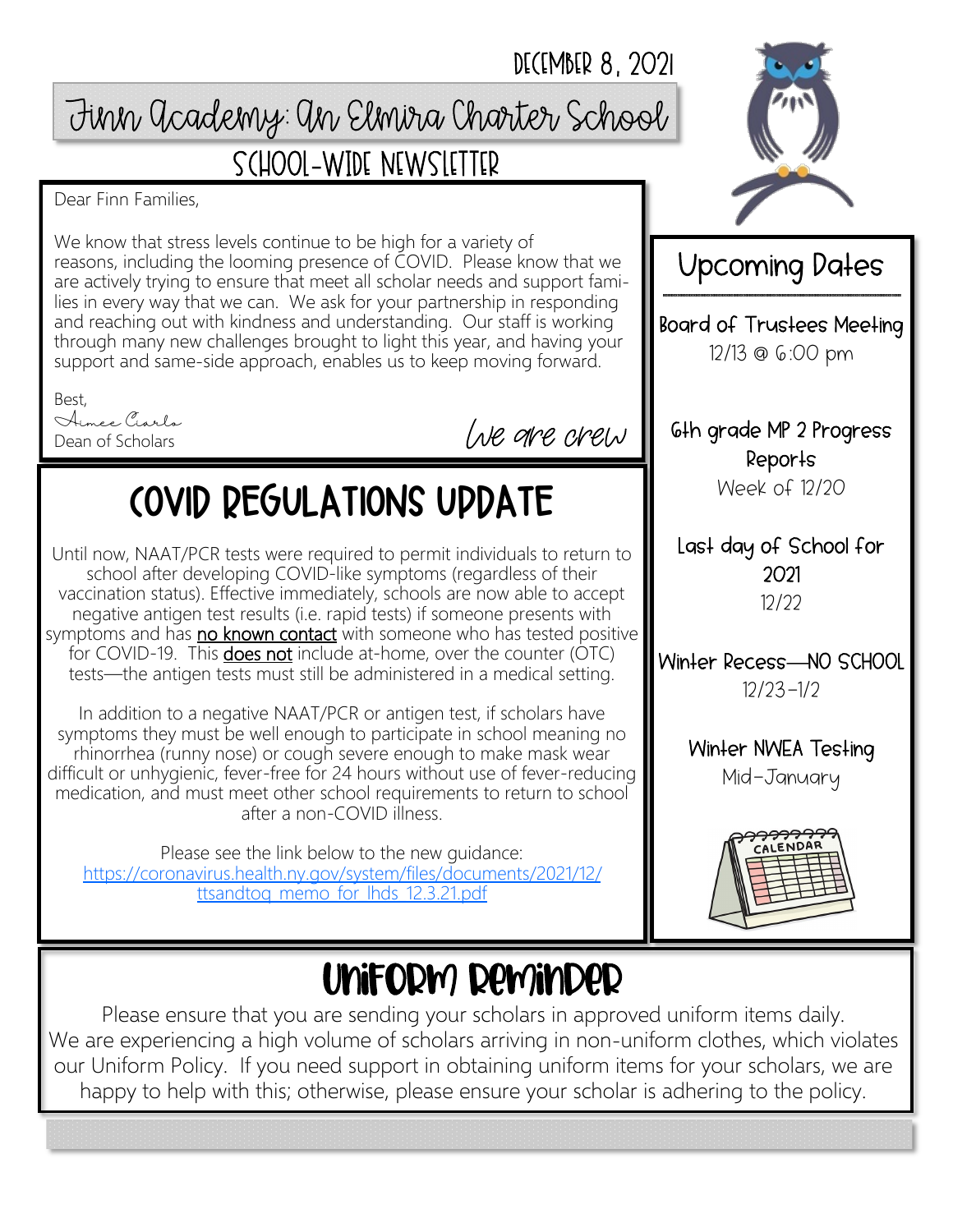December 8, 2021

# Finn Academy: An Elmira Charter School

## School-Wide Newsletter

Dear Finn Families,

We know that stress levels continue to be high for a variety of reasons, including the looming presence of COVID. Please know that we are actively trying to ensure that meet all scholar needs and support families in every way that we can. We ask for your partnership in responding and reaching out with kindness and understanding. Our staff is working through many new challenges brought to light this year, and having your support and same-side approach, enables us to keep moving forward.

Best,
Aimee Ciarlo
Dean of Scholars

*We are crew*

## COVID REGULATIONS UPDATE

Until now, NAAT/PCR tests were required to permit individuals to return to school after developing COVID-like symptoms (regardless of their vaccination status). Effective immediately, schools are now able to accept negative antigen test results (i.e. rapid tests) if someone presents with symptoms and has <u>no known contact</u> with someone who has tested positive for COVID-19. This <u>does not</u> include at-home, over the counter (OTC) tests—the antigen tests must still be administered in a medical setting.

In addition to a negative NAAT/PCR or antigen test, if scholars have symptoms they must be well enough to participate in school meaning no rhinorrhea (runny nose) or cough severe enough to make mask wear difficult or unhygienic, fever-free for 24 hours without use of fever-reducing medication, and must meet other school requirements to return to school after a non-COVID illness.

Please see the link below to the new guidance:
https://coronavirus.health.ny.gov/system/files/documents/2021/12/ttsandtoq_memo_for_lhds_12.3.21.pdf

## Upcoming Dates

**Board of Trustees Meeting**
12/13 @ 6:00 pm

**6th grade MP 2 Progress Reports**
Week of 12/20

**Last day of School for 2021**
12/22

**Winter Recess—NO SCHOOL**
12/23–1/2

**Winter NWEA Testing**
Mid-January

## Uniform Reminder

Please ensure that you are sending your scholars in approved uniform items daily. We are experiencing a high volume of scholars arriving in non-uniform clothes, which violates our Uniform Policy. If you need support in obtaining uniform items for your scholars, we are happy to help with this; otherwise, please ensure your scholar is adhering to the policy.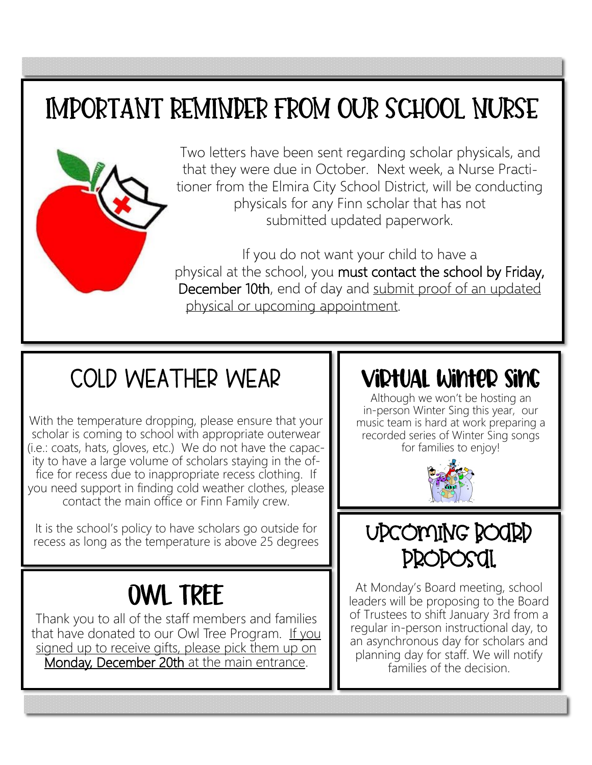# IMPORTANT REMINDER FROM OUR SCHOOL NURSE

Two letters have been sent regarding scholar physicals, and that they were due in October. Next week, a Nurse Practitioner from the Elmira City School District, will be conducting physicals for any Finn scholar that has not submitted updated paperwork.

If you do not want your child to have a physical at the school, you **must contact the school by Friday, December 10th**, end of day and submit proof of an updated physical or upcoming appointment.

## COLD WEATHER WEAR

With the temperature dropping, please ensure that your scholar is coming to school with appropriate outerwear (i.e.: coats, hats, gloves, etc.) We do not have the capacity to have a large volume of scholars staying in the office for recess due to inappropriate recess clothing. If you need support in finding cold weather clothes, please contact the main office or Finn Family crew.

It is the school's policy to have scholars go outside for recess as long as the temperature is above 25 degrees

## OWL TREE

Thank you to all of the staff members and families that have donated to our Owl Tree Program. If you signed up to receive gifts, please pick them up on **Monday, December 20th** at the main entrance.

## Virtual Winter Sing

Although we won't be hosting an in-person Winter Sing this year, our music team is hard at work preparing a recorded series of Winter Sing songs for families to enjoy!

## Upcoming Board Proposal

At Monday's Board meeting, school leaders will be proposing to the Board of Trustees to shift January 3rd from a regular in-person instructional day, to an asynchronous day for scholars and planning day for staff. We will notify families of the decision.